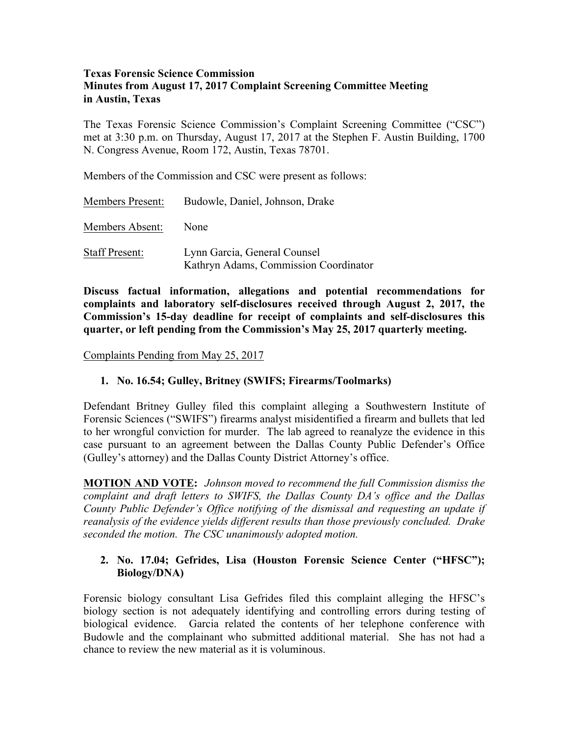**Texas Forensic Science Commission**
**Minutes from August 17, 2017 Complaint Screening Committee Meeting in Austin, Texas**

The Texas Forensic Science Commission's Complaint Screening Committee ("CSC") met at 3:30 p.m. on Thursday, August 17, 2017 at the Stephen F. Austin Building, 1700 N. Congress Avenue, Room 172, Austin, Texas 78701.

Members of the Commission and CSC were present as follows:

| | |
|---|---|
| Members Present: | Budowle, Daniel, Johnson, Drake |
| Members Absent: | None |
| Staff Present: | Lynn Garcia, General Counsel<br>Kathryn Adams, Commission Coordinator |

**Discuss factual information, allegations and potential recommendations for complaints and laboratory self-disclosures received through August 2, 2017, the Commission's 15-day deadline for receipt of complaints and self-disclosures this quarter, or left pending from the Commission's May 25, 2017 quarterly meeting.**

Complaints Pending from May 25, 2017

1. **No. 16.54; Gulley, Britney (SWIFS; Firearms/Toolmarks)**

Defendant Britney Gulley filed this complaint alleging a Southwestern Institute of Forensic Sciences ("SWIFS") firearms analyst misidentified a firearm and bullets that led to her wrongful conviction for murder. The lab agreed to reanalyze the evidence in this case pursuant to an agreement between the Dallas County Public Defender's Office (Gulley's attorney) and the Dallas County District Attorney's office.

**MOTION AND VOTE:** *Johnson moved to recommend the full Commission dismiss the complaint and draft letters to SWIFS, the Dallas County DA's office and the Dallas County Public Defender's Office notifying of the dismissal and requesting an update if reanalysis of the evidence yields different results than those previously concluded. Drake seconded the motion. The CSC unanimously adopted motion.*

2. **No. 17.04; Gefrides, Lisa (Houston Forensic Science Center ("HFSC"); Biology/DNA)**

Forensic biology consultant Lisa Gefrides filed this complaint alleging the HFSC's biology section is not adequately identifying and controlling errors during testing of biological evidence. Garcia related the contents of her telephone conference with Budowle and the complainant who submitted additional material. She has not had a chance to review the new material as it is voluminous.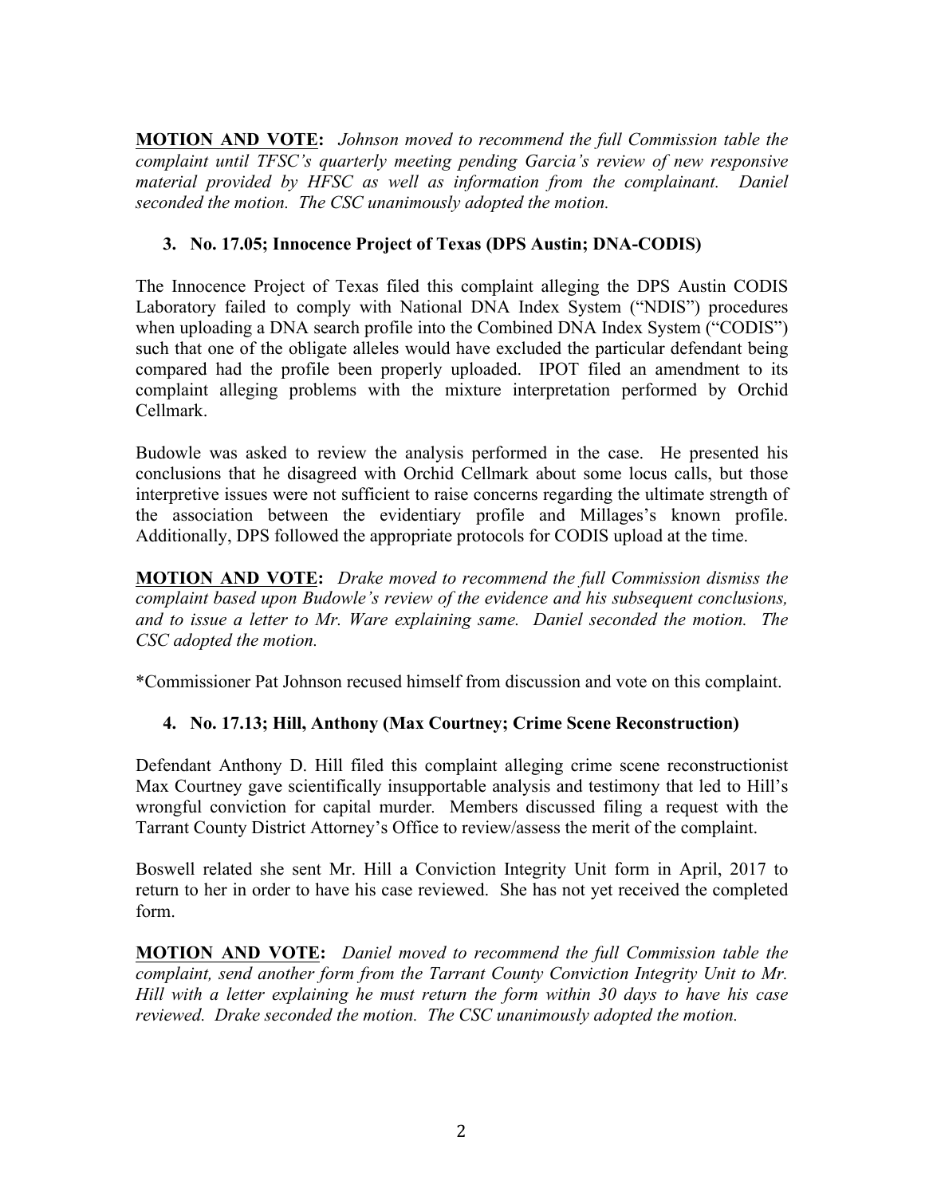**MOTION AND VOTE:** *Johnson moved to recommend the full Commission table the complaint until TFSC's quarterly meeting pending Garcia's review of new responsive material provided by HFSC as well as information from the complainant. Daniel seconded the motion. The CSC unanimously adopted the motion.*

### 3. No. 17.05; Innocence Project of Texas (DPS Austin; DNA-CODIS)

The Innocence Project of Texas filed this complaint alleging the DPS Austin CODIS Laboratory failed to comply with National DNA Index System ("NDIS") procedures when uploading a DNA search profile into the Combined DNA Index System ("CODIS") such that one of the obligate alleles would have excluded the particular defendant being compared had the profile been properly uploaded. IPOT filed an amendment to its complaint alleging problems with the mixture interpretation performed by Orchid Cellmark.

Budowle was asked to review the analysis performed in the case. He presented his conclusions that he disagreed with Orchid Cellmark about some locus calls, but those interpretive issues were not sufficient to raise concerns regarding the ultimate strength of the association between the evidentiary profile and Millages's known profile. Additionally, DPS followed the appropriate protocols for CODIS upload at the time.

**MOTION AND VOTE:** *Drake moved to recommend the full Commission dismiss the complaint based upon Budowle's review of the evidence and his subsequent conclusions, and to issue a letter to Mr. Ware explaining same. Daniel seconded the motion. The CSC adopted the motion.*

*Commissioner Pat Johnson recused himself from discussion and vote on this complaint.

### 4. No. 17.13; Hill, Anthony (Max Courtney; Crime Scene Reconstruction)

Defendant Anthony D. Hill filed this complaint alleging crime scene reconstructionist Max Courtney gave scientifically insupportable analysis and testimony that led to Hill's wrongful conviction for capital murder. Members discussed filing a request with the Tarrant County District Attorney's Office to review/assess the merit of the complaint.

Boswell related she sent Mr. Hill a Conviction Integrity Unit form in April, 2017 to return to her in order to have his case reviewed. She has not yet received the completed form.

**MOTION AND VOTE:** *Daniel moved to recommend the full Commission table the complaint, send another form from the Tarrant County Conviction Integrity Unit to Mr. Hill with a letter explaining he must return the form within 30 days to have his case reviewed. Drake seconded the motion. The CSC unanimously adopted the motion.*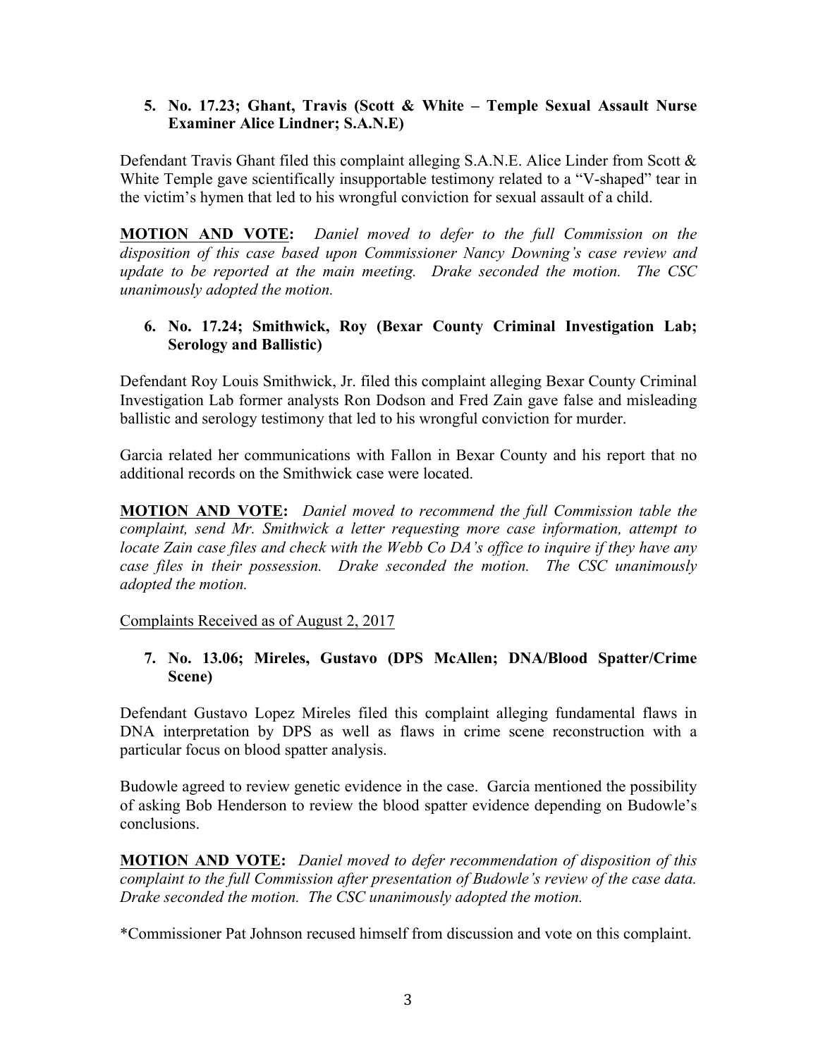**5. No. 17.23; Ghant, Travis (Scott & White – Temple Sexual Assault Nurse Examiner Alice Lindner; S.A.N.E)**

Defendant Travis Ghant filed this complaint alleging S.A.N.E. Alice Linder from Scott & White Temple gave scientifically insupportable testimony related to a "V-shaped" tear in the victim's hymen that led to his wrongful conviction for sexual assault of a child.

**MOTION AND VOTE:** *Daniel moved to defer to the full Commission on the disposition of this case based upon Commissioner Nancy Downing's case review and update to be reported at the main meeting. Drake seconded the motion. The CSC unanimously adopted the motion.*

**6. No. 17.24; Smithwick, Roy (Bexar County Criminal Investigation Lab; Serology and Ballistic)**

Defendant Roy Louis Smithwick, Jr. filed this complaint alleging Bexar County Criminal Investigation Lab former analysts Ron Dodson and Fred Zain gave false and misleading ballistic and serology testimony that led to his wrongful conviction for murder.

Garcia related her communications with Fallon in Bexar County and his report that no additional records on the Smithwick case were located.

**MOTION AND VOTE:** *Daniel moved to recommend the full Commission table the complaint, send Mr. Smithwick a letter requesting more case information, attempt to locate Zain case files and check with the Webb Co DA's office to inquire if they have any case files in their possession. Drake seconded the motion. The CSC unanimously adopted the motion.*

<u>Complaints Received as of August 2, 2017</u>

**7. No. 13.06; Mireles, Gustavo (DPS McAllen; DNA/Blood Spatter/Crime Scene)**

Defendant Gustavo Lopez Mireles filed this complaint alleging fundamental flaws in DNA interpretation by DPS as well as flaws in crime scene reconstruction with a particular focus on blood spatter analysis.

Budowle agreed to review genetic evidence in the case. Garcia mentioned the possibility of asking Bob Henderson to review the blood spatter evidence depending on Budowle's conclusions.

**MOTION AND VOTE:** *Daniel moved to defer recommendation of disposition of this complaint to the full Commission after presentation of Budowle's review of the case data. Drake seconded the motion. The CSC unanimously adopted the motion.*

*Commissioner Pat Johnson recused himself from discussion and vote on this complaint.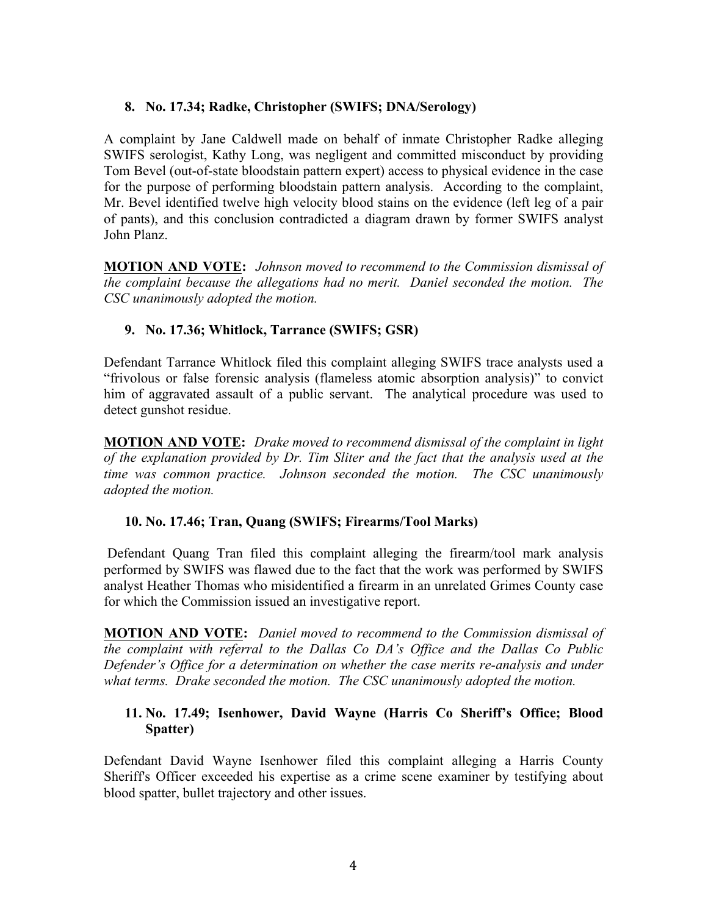8. **No. 17.34; Radke, Christopher (SWIFS; DNA/Serology)**

A complaint by Jane Caldwell made on behalf of inmate Christopher Radke alleging SWIFS serologist, Kathy Long, was negligent and committed misconduct by providing Tom Bevel (out-of-state bloodstain pattern expert) access to physical evidence in the case for the purpose of performing bloodstain pattern analysis. According to the complaint, Mr. Bevel identified twelve high velocity blood stains on the evidence (left leg of a pair of pants), and this conclusion contradicted a diagram drawn by former SWIFS analyst John Planz.

**MOTION AND VOTE:** *Johnson moved to recommend to the Commission dismissal of the complaint because the allegations had no merit. Daniel seconded the motion. The CSC unanimously adopted the motion.*

9. **No. 17.36; Whitlock, Tarrance (SWIFS; GSR)**

Defendant Tarrance Whitlock filed this complaint alleging SWIFS trace analysts used a "frivolous or false forensic analysis (flameless atomic absorption analysis)" to convict him of aggravated assault of a public servant. The analytical procedure was used to detect gunshot residue.

**MOTION AND VOTE:** *Drake moved to recommend dismissal of the complaint in light of the explanation provided by Dr. Tim Sliter and the fact that the analysis used at the time was common practice. Johnson seconded the motion. The CSC unanimously adopted the motion.*

10. **No. 17.46; Tran, Quang (SWIFS; Firearms/Tool Marks)**

Defendant Quang Tran filed this complaint alleging the firearm/tool mark analysis performed by SWIFS was flawed due to the fact that the work was performed by SWIFS analyst Heather Thomas who misidentified a firearm in an unrelated Grimes County case for which the Commission issued an investigative report.

**MOTION AND VOTE:** *Daniel moved to recommend to the Commission dismissal of the complaint with referral to the Dallas Co DA's Office and the Dallas Co Public Defender's Office for a determination on whether the case merits re-analysis and under what terms. Drake seconded the motion. The CSC unanimously adopted the motion.*

11. **No. 17.49; Isenhower, David Wayne (Harris Co Sheriff's Office; Blood Spatter)**

Defendant David Wayne Isenhower filed this complaint alleging a Harris County Sheriff's Officer exceeded his expertise as a crime scene examiner by testifying about blood spatter, bullet trajectory and other issues.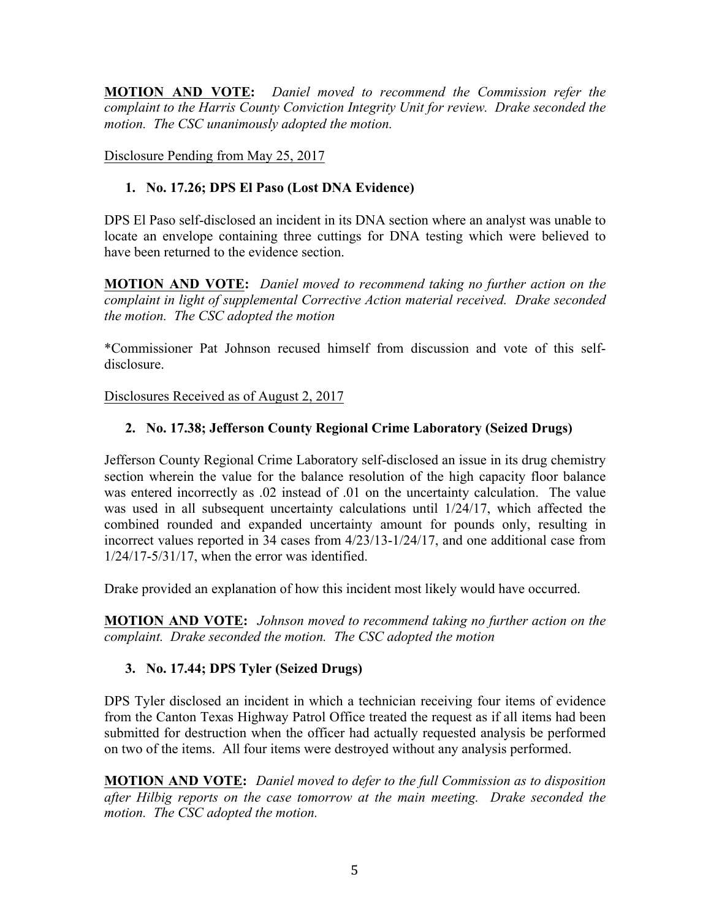**MOTION AND VOTE:** *Daniel moved to recommend the Commission refer the complaint to the Harris County Conviction Integrity Unit for review. Drake seconded the motion. The CSC unanimously adopted the motion.*

Disclosure Pending from May 25, 2017

1. **No. 17.26; DPS El Paso (Lost DNA Evidence)**

DPS El Paso self-disclosed an incident in its DNA section where an analyst was unable to locate an envelope containing three cuttings for DNA testing which were believed to have been returned to the evidence section.

**MOTION AND VOTE:** *Daniel moved to recommend taking no further action on the complaint in light of supplemental Corrective Action material received. Drake seconded the motion. The CSC adopted the motion*

*Commissioner Pat Johnson recused himself from discussion and vote of this self-disclosure.

Disclosures Received as of August 2, 2017

2. **No. 17.38; Jefferson County Regional Crime Laboratory (Seized Drugs)**

Jefferson County Regional Crime Laboratory self-disclosed an issue in its drug chemistry section wherein the value for the balance resolution of the high capacity floor balance was entered incorrectly as .02 instead of .01 on the uncertainty calculation. The value was used in all subsequent uncertainty calculations until 1/24/17, which affected the combined rounded and expanded uncertainty amount for pounds only, resulting in incorrect values reported in 34 cases from 4/23/13-1/24/17, and one additional case from 1/24/17-5/31/17, when the error was identified.

Drake provided an explanation of how this incident most likely would have occurred.

**MOTION AND VOTE:** *Johnson moved to recommend taking no further action on the complaint. Drake seconded the motion. The CSC adopted the motion*

3. **No. 17.44; DPS Tyler (Seized Drugs)**

DPS Tyler disclosed an incident in which a technician receiving four items of evidence from the Canton Texas Highway Patrol Office treated the request as if all items had been submitted for destruction when the officer had actually requested analysis be performed on two of the items. All four items were destroyed without any analysis performed.

**MOTION AND VOTE:** *Daniel moved to defer to the full Commission as to disposition after Hilbig reports on the case tomorrow at the main meeting. Drake seconded the motion. The CSC adopted the motion.*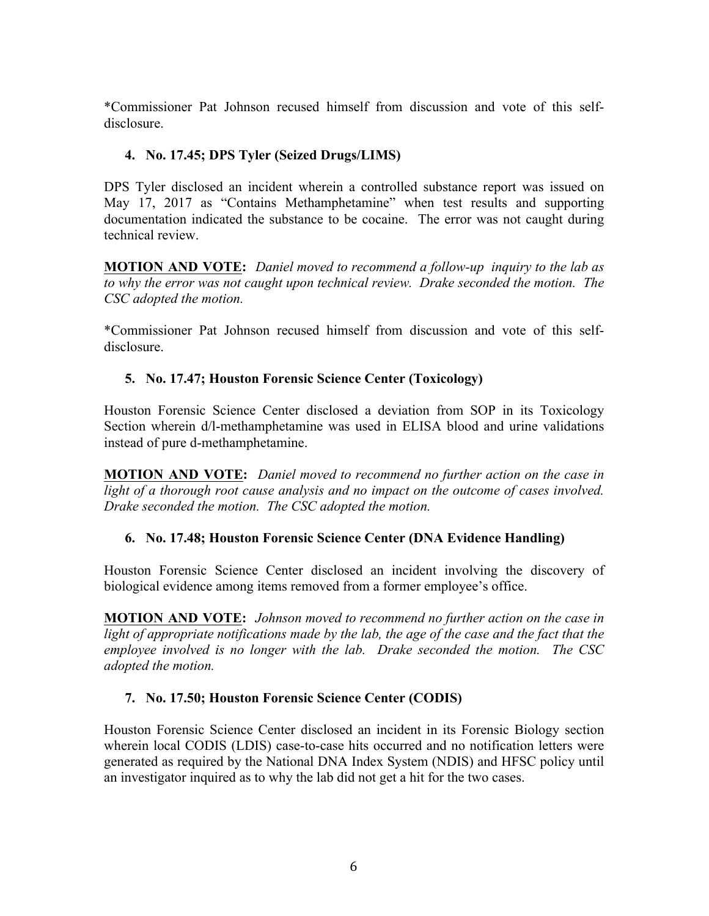*Commissioner Pat Johnson recused himself from discussion and vote of this self-disclosure.

**4. No. 17.45; DPS Tyler (Seized Drugs/LIMS)**

DPS Tyler disclosed an incident wherein a controlled substance report was issued on May 17, 2017 as "Contains Methamphetamine" when test results and supporting documentation indicated the substance to be cocaine. The error was not caught during technical review.

**MOTION AND VOTE:** *Daniel moved to recommend a follow-up inquiry to the lab as to why the error was not caught upon technical review. Drake seconded the motion. The CSC adopted the motion.*

*Commissioner Pat Johnson recused himself from discussion and vote of this self-disclosure.

**5. No. 17.47; Houston Forensic Science Center (Toxicology)**

Houston Forensic Science Center disclosed a deviation from SOP in its Toxicology Section wherein d/l-methamphetamine was used in ELISA blood and urine validations instead of pure d-methamphetamine.

**MOTION AND VOTE:** *Daniel moved to recommend no further action on the case in light of a thorough root cause analysis and no impact on the outcome of cases involved. Drake seconded the motion. The CSC adopted the motion.*

**6. No. 17.48; Houston Forensic Science Center (DNA Evidence Handling)**

Houston Forensic Science Center disclosed an incident involving the discovery of biological evidence among items removed from a former employee's office.

**MOTION AND VOTE:** *Johnson moved to recommend no further action on the case in light of appropriate notifications made by the lab, the age of the case and the fact that the employee involved is no longer with the lab. Drake seconded the motion. The CSC adopted the motion.*

**7. No. 17.50; Houston Forensic Science Center (CODIS)**

Houston Forensic Science Center disclosed an incident in its Forensic Biology section wherein local CODIS (LDIS) case-to-case hits occurred and no notification letters were generated as required by the National DNA Index System (NDIS) and HFSC policy until an investigator inquired as to why the lab did not get a hit for the two cases.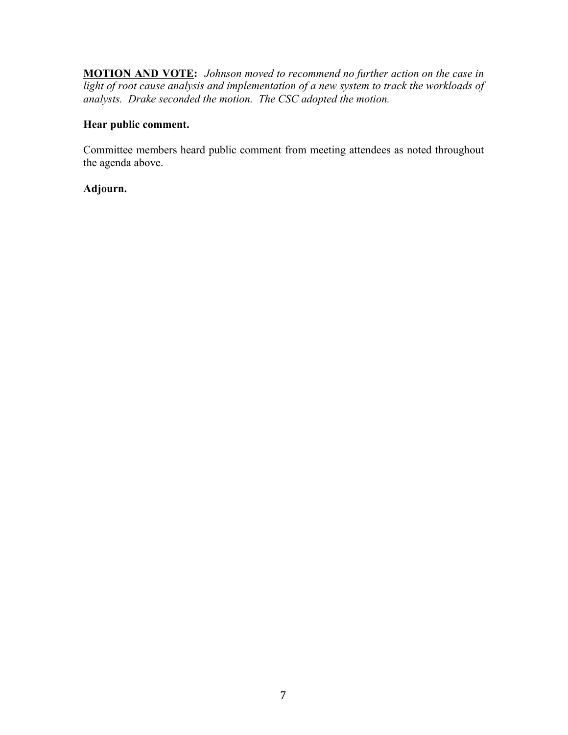**MOTION AND VOTE:** *Johnson moved to recommend no further action on the case in light of root cause analysis and implementation of a new system to track the workloads of analysts. Drake seconded the motion. The CSC adopted the motion.*

**Hear public comment.**

Committee members heard public comment from meeting attendees as noted throughout the agenda above.

**Adjourn.**